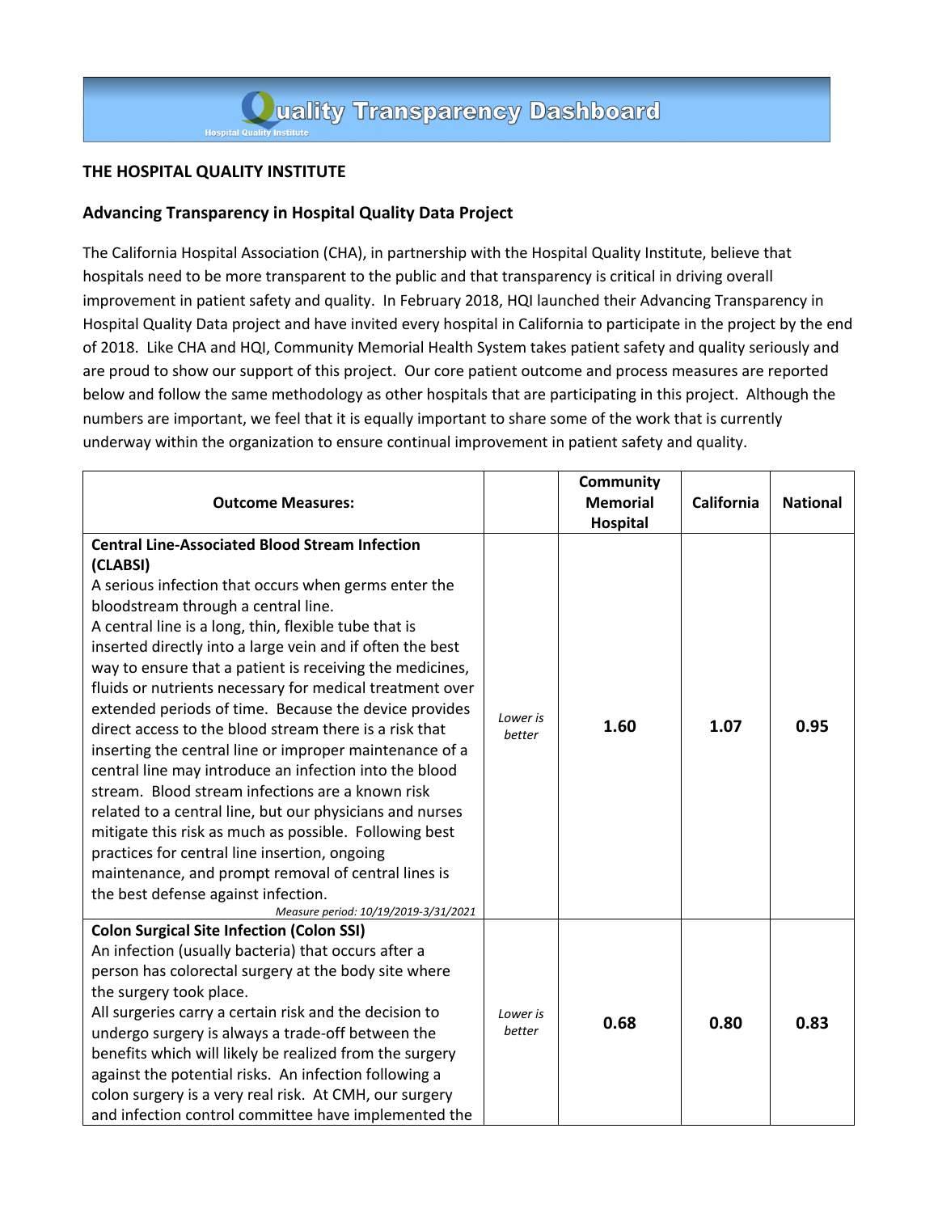# Quality Transparency Dashboard

Hospital Quality Institute

## THE HOSPITAL QUALITY INSTITUTE

### Advancing Transparency in Hospital Quality Data Project

The California Hospital Association (CHA), in partnership with the Hospital Quality Institute, believe that hospitals need to be more transparent to the public and that transparency is critical in driving overall improvement in patient safety and quality. In February 2018, HQI launched their Advancing Transparency in Hospital Quality Data project and have invited every hospital in California to participate in the project by the end of 2018. Like CHA and HQI, Community Memorial Health System takes patient safety and quality seriously and are proud to show our support of this project. Our core patient outcome and process measures are reported below and follow the same methodology as other hospitals that are participating in this project. Although the numbers are important, we feel that it is equally important to share some of the work that is currently underway within the organization to ensure continual improvement in patient safety and quality.

| Outcome Measures: | | Community Memorial Hospital | California | National |
|---|---|---|---|---|
| **Central Line-Associated Blood Stream Infection (CLABSI)**<br>A serious infection that occurs when germs enter the bloodstream through a central line.<br>A central line is a long, thin, flexible tube that is inserted directly into a large vein and if often the best way to ensure that a patient is receiving the medicines, fluids or nutrients necessary for medical treatment over extended periods of time. Because the device provides direct access to the blood stream there is a risk that inserting the central line or improper maintenance of a central line may introduce an infection into the blood stream. Blood stream infections are a known risk related to a central line, but our physicians and nurses mitigate this risk as much as possible. Following best practices for central line insertion, ongoing maintenance, and prompt removal of central lines is the best defense against infection.<br>*Measure period: 10/19/2019-3/31/2021* | *Lower is better* | **1.60** | **1.07** | **0.95** |
| **Colon Surgical Site Infection (Colon SSI)**<br>An infection (usually bacteria) that occurs after a person has colorectal surgery at the body site where the surgery took place.<br>All surgeries carry a certain risk and the decision to undergo surgery is always a trade-off between the benefits which will likely be realized from the surgery against the potential risks. An infection following a colon surgery is a very real risk. At CMH, our surgery and infection control committee have implemented the | *Lower is better* | **0.68** | **0.80** | **0.83** |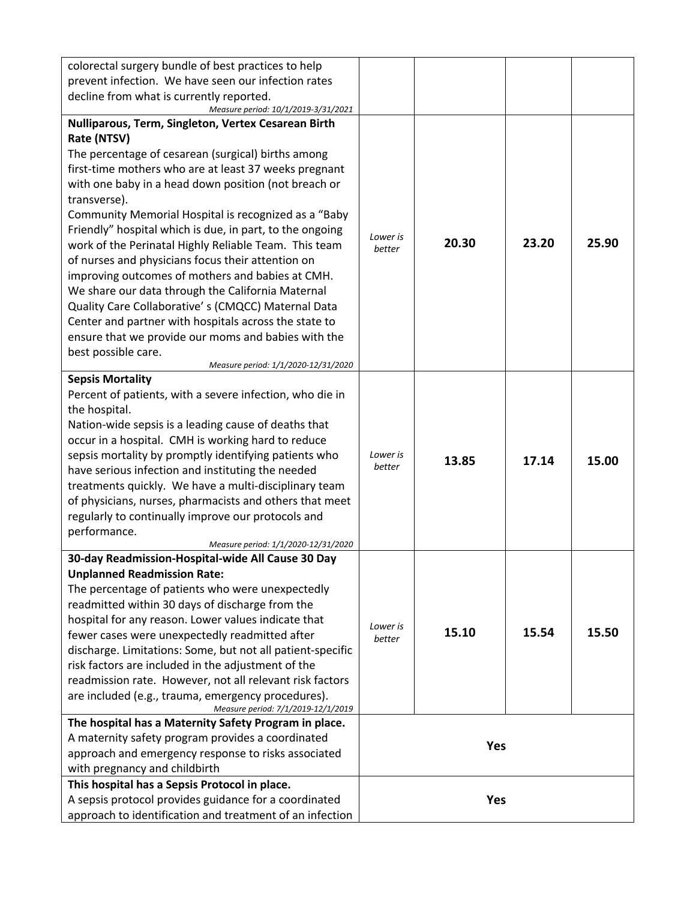| | | | | |
|---|---|---|---|---|
| colorectal surgery bundle of best practices to help prevent infection. We have seen our infection rates decline from what is currently reported.<br>*Measure period: 10/1/2019-3/31/2021* | | | | |
| **Nulliparous, Term, Singleton, Vertex Cesarean Birth Rate (NTSV)**<br>The percentage of cesarean (surgical) births among first-time mothers who are at least 37 weeks pregnant with one baby in a head down position (not breech or transverse).<br>Community Memorial Hospital is recognized as a "Baby Friendly" hospital which is due, in part, to the ongoing work of the Perinatal Highly Reliable Team. This team of nurses and physicians focus their attention on improving outcomes of mothers and babies at CMH. We share our data through the California Maternal Quality Care Collaborative' s (CMQCC) Maternal Data Center and partner with hospitals across the state to ensure that we provide our moms and babies with the best possible care.<br>*Measure period: 1/1/2020-12/31/2020* | *Lower is better* | **20.30** | **23.20** | **25.90** |
| **Sepsis Mortality**<br>Percent of patients, with a severe infection, who die in the hospital.<br>Nation-wide sepsis is a leading cause of deaths that occur in a hospital. CMH is working hard to reduce sepsis mortality by promptly identifying patients who have serious infection and instituting the needed treatments quickly. We have a multi-disciplinary team of physicians, nurses, pharmacists and others that meet regularly to continually improve our protocols and performance.<br>*Measure period: 1/1/2020-12/31/2020* | *Lower is better* | **13.85** | **17.14** | **15.00** |
| **30-day Readmission-Hospital-wide All Cause 30 Day Unplanned Readmission Rate:**<br>The percentage of patients who were unexpectedly readmitted within 30 days of discharge from the hospital for any reason. Lower values indicate that fewer cases were unexpectedly readmitted after discharge. Limitations: Some, but not all patient-specific risk factors are included in the adjustment of the readmission rate. However, not all relevant risk factors are included (e.g., trauma, emergency procedures).<br>*Measure period: 7/1/2019-12/1/2019* | *Lower is better* | **15.10** | **15.54** | **15.50** |
| **The hospital has a Maternity Safety Program in place.**<br>A maternity safety program provides a coordinated approach and emergency response to risks associated with pregnancy and childbirth | **Yes** | | | |
| **This hospital has a Sepsis Protocol in place.**<br>A sepsis protocol provides guidance for a coordinated approach to identification and treatment of an infection | **Yes** | | | |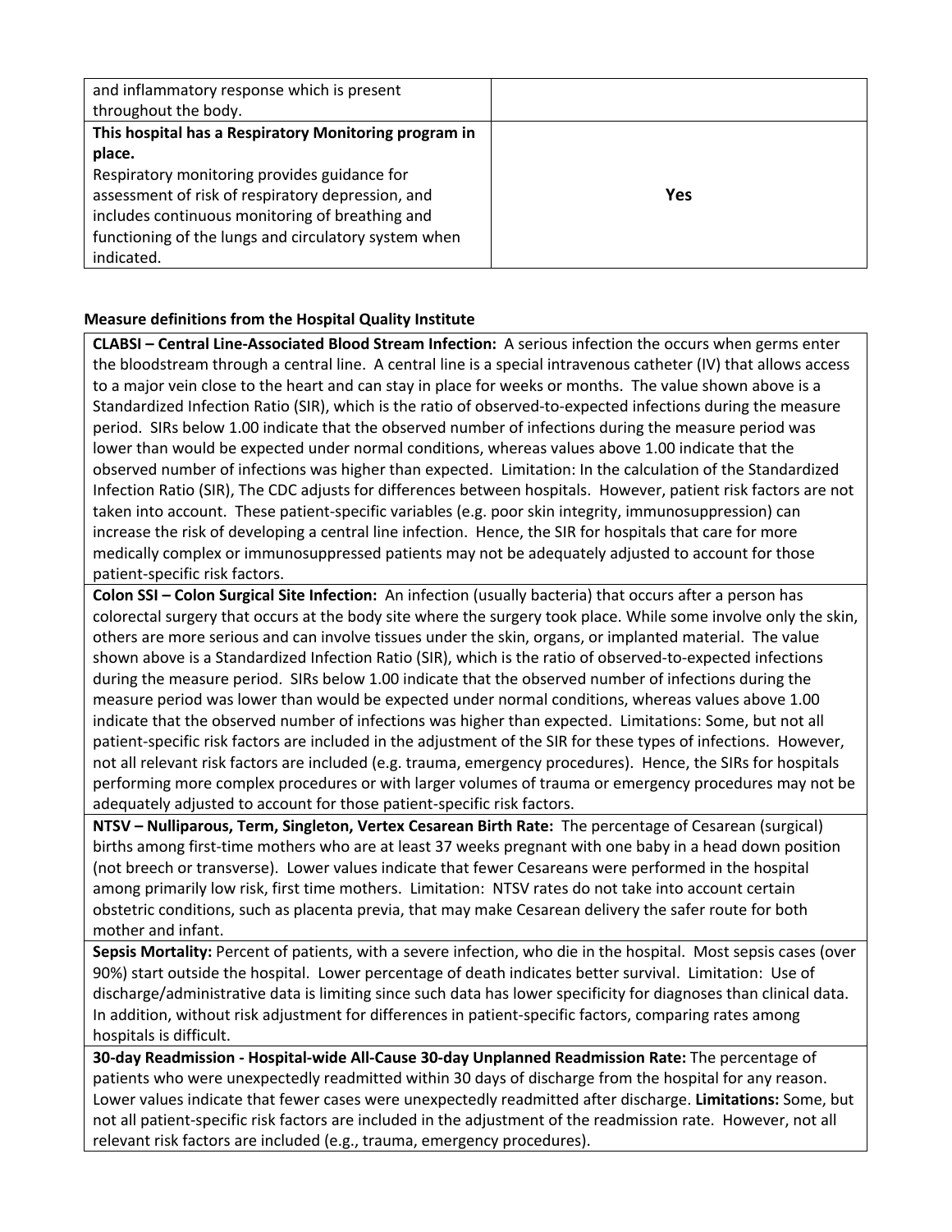| | |
|---|---|
| and inflammatory response which is present throughout the body. | |
| **This hospital has a Respiratory Monitoring program in place.** Respiratory monitoring provides guidance for assessment of risk of respiratory depression, and includes continuous monitoring of breathing and functioning of the lungs and circulatory system when indicated. | **Yes** |

**Measure definitions from the Hospital Quality Institute**

| |
|---|
| **CLABSI – Central Line-Associated Blood Stream Infection:** A serious infection the occurs when germs enter the bloodstream through a central line. A central line is a special intravenous catheter (IV) that allows access to a major vein close to the heart and can stay in place for weeks or months. The value shown above is a Standardized Infection Ratio (SIR), which is the ratio of observed-to-expected infections during the measure period. SIRs below 1.00 indicate that the observed number of infections during the measure period was lower than would be expected under normal conditions, whereas values above 1.00 indicate that the observed number of infections was higher than expected. Limitation: In the calculation of the Standardized Infection Ratio (SIR), The CDC adjusts for differences between hospitals. However, patient risk factors are not taken into account. These patient-specific variables (e.g. poor skin integrity, immunosuppression) can increase the risk of developing a central line infection. Hence, the SIR for hospitals that care for more medically complex or immunosuppressed patients may not be adequately adjusted to account for those patient-specific risk factors. |
| **Colon SSI – Colon Surgical Site Infection:** An infection (usually bacteria) that occurs after a person has colorectal surgery that occurs at the body site where the surgery took place. While some involve only the skin, others are more serious and can involve tissues under the skin, organs, or implanted material. The value shown above is a Standardized Infection Ratio (SIR), which is the ratio of observed-to-expected infections during the measure period. SIRs below 1.00 indicate that the observed number of infections during the measure period was lower than would be expected under normal conditions, whereas values above 1.00 indicate that the observed number of infections was higher than expected. Limitations: Some, but not all patient-specific risk factors are included in the adjustment of the SIR for these types of infections. However, not all relevant risk factors are included (e.g. trauma, emergency procedures). Hence, the SIRs for hospitals performing more complex procedures or with larger volumes of trauma or emergency procedures may not be adequately adjusted to account for those patient-specific risk factors. |
| **NTSV – Nulliparous, Term, Singleton, Vertex Cesarean Birth Rate:** The percentage of Cesarean (surgical) births among first-time mothers who are at least 37 weeks pregnant with one baby in a head down position (not breech or transverse). Lower values indicate that fewer Cesareans were performed in the hospital among primarily low risk, first time mothers. Limitation: NTSV rates do not take into account certain obstetric conditions, such as placenta previa, that may make Cesarean delivery the safer route for both mother and infant. |
| **Sepsis Mortality:** Percent of patients, with a severe infection, who die in the hospital. Most sepsis cases (over 90%) start outside the hospital. Lower percentage of death indicates better survival. Limitation: Use of discharge/administrative data is limiting since such data has lower specificity for diagnoses than clinical data. In addition, without risk adjustment for differences in patient-specific factors, comparing rates among hospitals is difficult. |
| **30-day Readmission - Hospital-wide All-Cause 30-day Unplanned Readmission Rate:** The percentage of patients who were unexpectedly readmitted within 30 days of discharge from the hospital for any reason. Lower values indicate that fewer cases were unexpectedly readmitted after discharge. **Limitations:** Some, but not all patient-specific risk factors are included in the adjustment of the readmission rate. However, not all relevant risk factors are included (e.g., trauma, emergency procedures). |